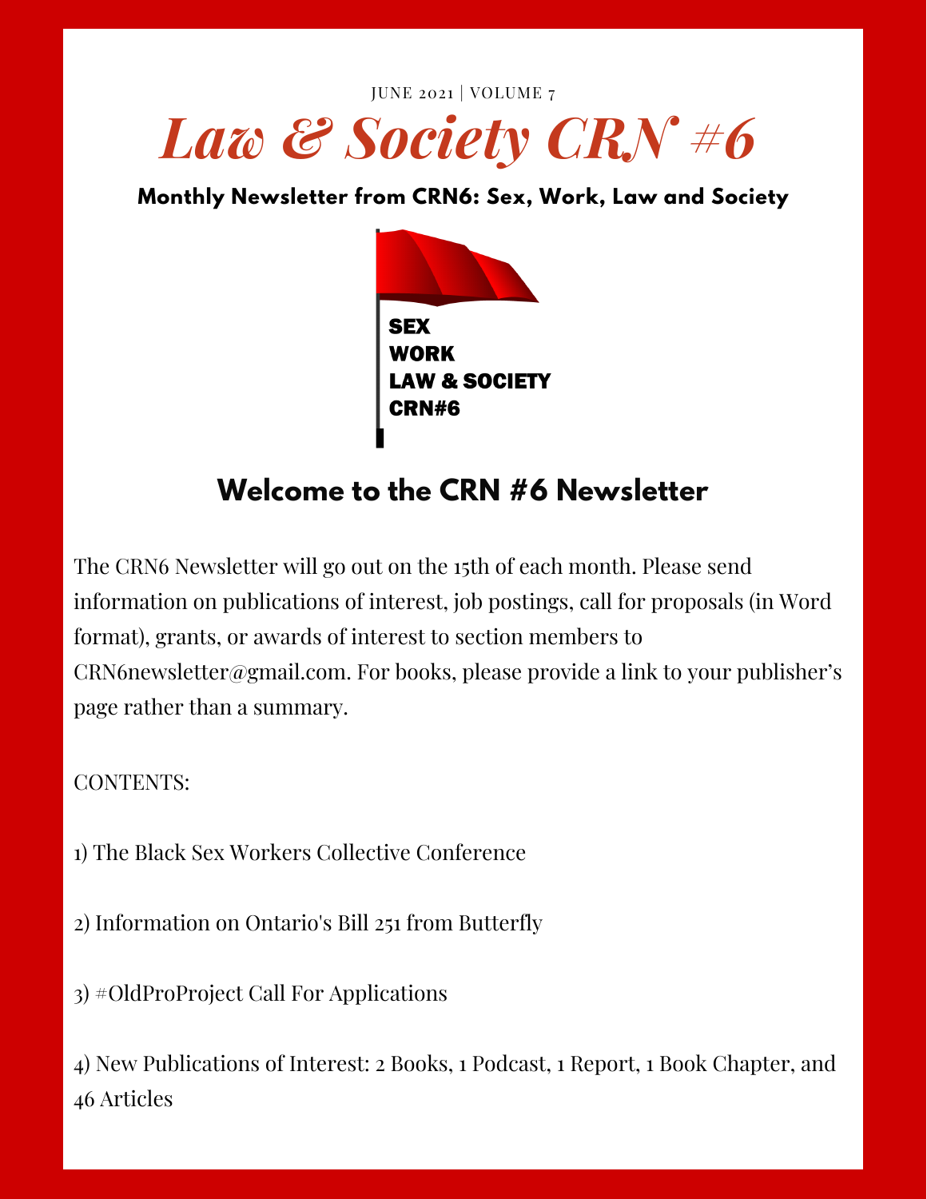JUNE 2021 | VOLUME 7

# Law & Society CRN #6

**Monthly Newsletter from CRN6: Sex, Work, Law and Society**

SEX
WORK
LAW & SOCIETY
CRN#6

## Welcome to the CRN #6 Newsletter

The CRN6 Newsletter will go out on the 15th of each month. Please send information on publications of interest, job postings, call for proposals (in Word format), grants, or awards of interest to section members to CRN6newsletter@gmail.com. For books, please provide a link to your publisher's page rather than a summary.

CONTENTS:

1) The Black Sex Workers Collective Conference

2) Information on Ontario's Bill 251 from Butterfly

3) #OldProProject Call For Applications

4) New Publications of Interest: 2 Books, 1 Podcast, 1 Report, 1 Book Chapter, and 46 Articles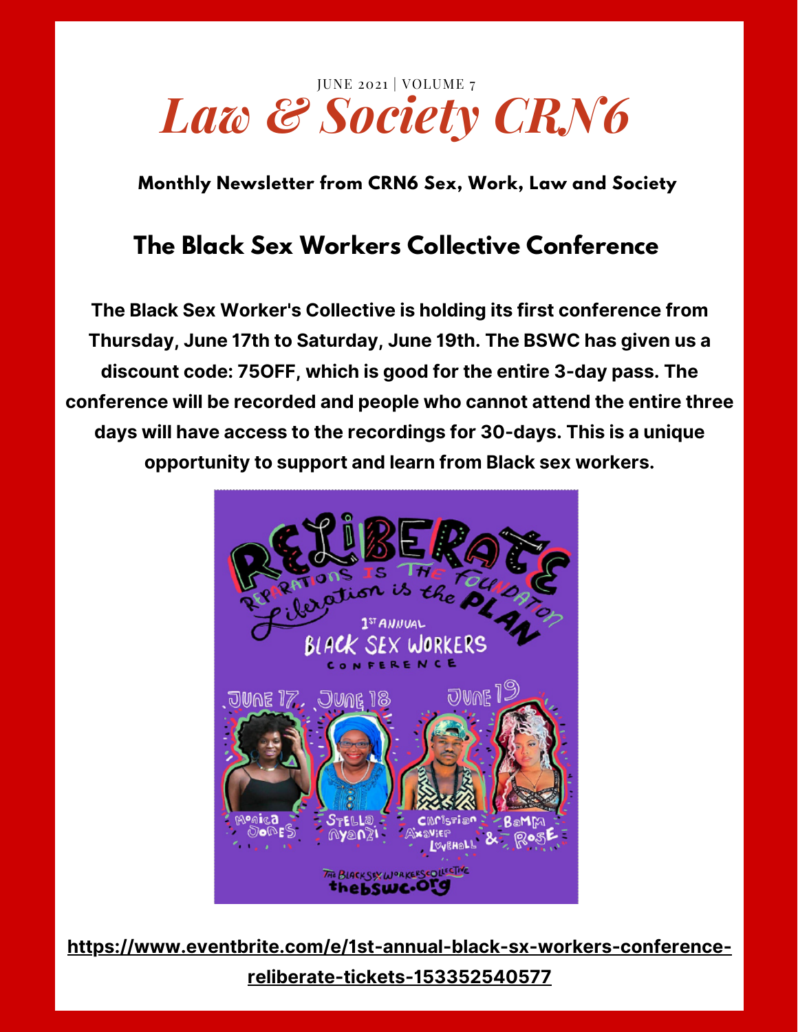JUNE 2021 | VOLUME 7

# *Law & Society CRN6*

**Monthly Newsletter from CRN6 Sex, Work, Law and Society**

## The Black Sex Workers Collective Conference

**The Black Sex Worker's Collective is holding its first conference from Thursday, June 17th to Saturday, June 19th. The BSWC has given us a discount code: 75OFF, which is good for the entire 3-day pass. The conference will be recorded and people who cannot attend the entire three days will have access to the recordings for 30-days. This is a unique opportunity to support and learn from Black sex workers.**

**https://www.eventbrite.com/e/1st-annual-black-sx-workers-conference-reliberate-tickets-153352540577**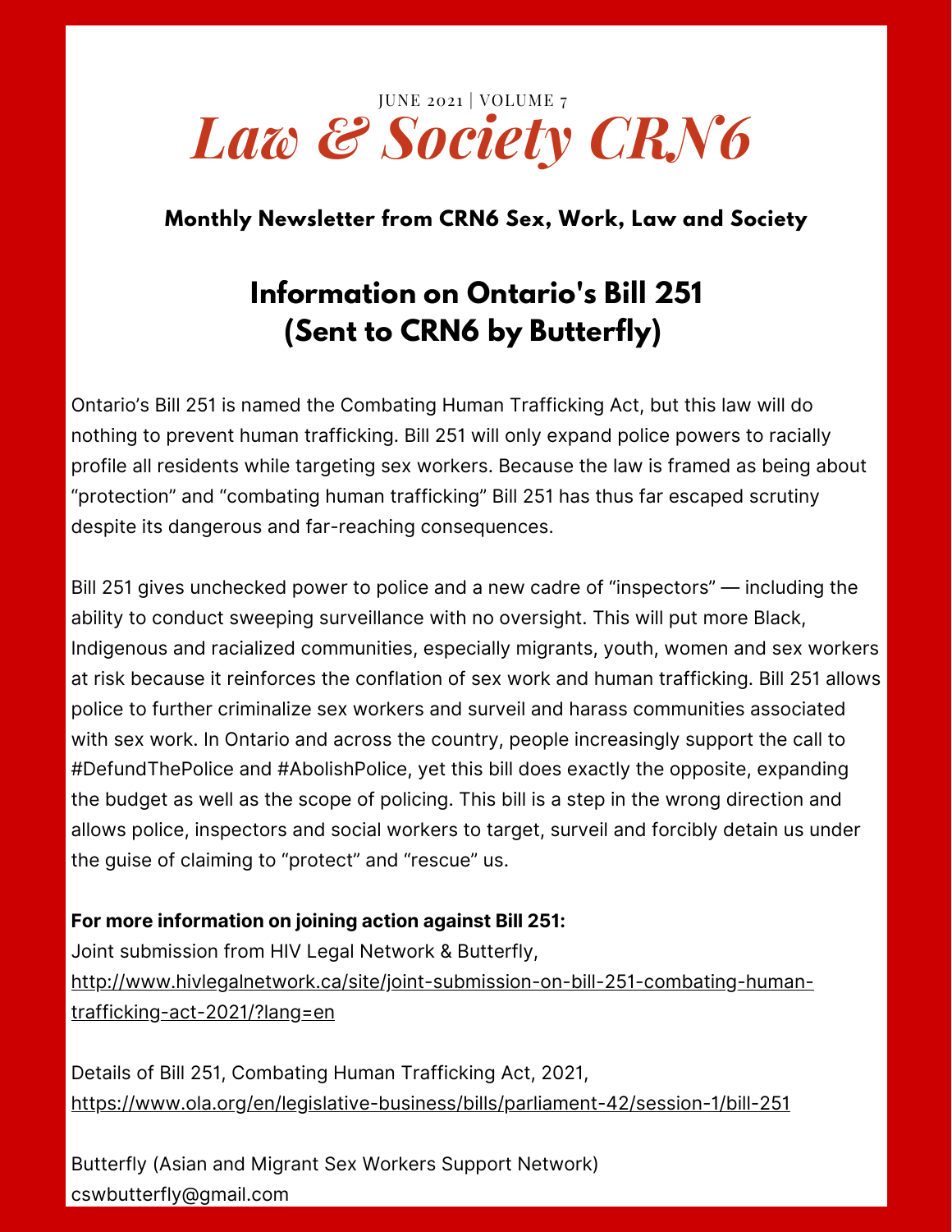JUNE 2021 | VOLUME 7

# *Law & Society CRN6*

**Monthly Newsletter from CRN6 Sex, Work, Law and Society**

## Information on Ontario's Bill 251 (Sent to CRN6 by Butterfly)

Ontario's Bill 251 is named the Combating Human Trafficking Act, but this law will do nothing to prevent human trafficking. Bill 251 will only expand police powers to racially profile all residents while targeting sex workers. Because the law is framed as being about "protection" and "combating human trafficking" Bill 251 has thus far escaped scrutiny despite its dangerous and far-reaching consequences.

Bill 251 gives unchecked power to police and a new cadre of "inspectors" — including the ability to conduct sweeping surveillance with no oversight. This will put more Black, Indigenous and racialized communities, especially migrants, youth, women and sex workers at risk because it reinforces the conflation of sex work and human trafficking. Bill 251 allows police to further criminalize sex workers and surveil and harass communities associated with sex work. In Ontario and across the country, people increasingly support the call to #DefundThePolice and #AbolishPolice, yet this bill does exactly the opposite, expanding the budget as well as the scope of policing. This bill is a step in the wrong direction and allows police, inspectors and social workers to target, surveil and forcibly detain us under the guise of claiming to "protect" and "rescue" us.

**For more information on joining action against Bill 251:**

Joint submission from HIV Legal Network & Butterfly,
http://www.hivlegalnetwork.ca/site/joint-submission-on-bill-251-combating-human-trafficking-act-2021/?lang=en

Details of Bill 251, Combating Human Trafficking Act, 2021,
https://www.ola.org/en/legislative-business/bills/parliament-42/session-1/bill-251

Butterfly (Asian and Migrant Sex Workers Support Network)
cswbutterfly@gmail.com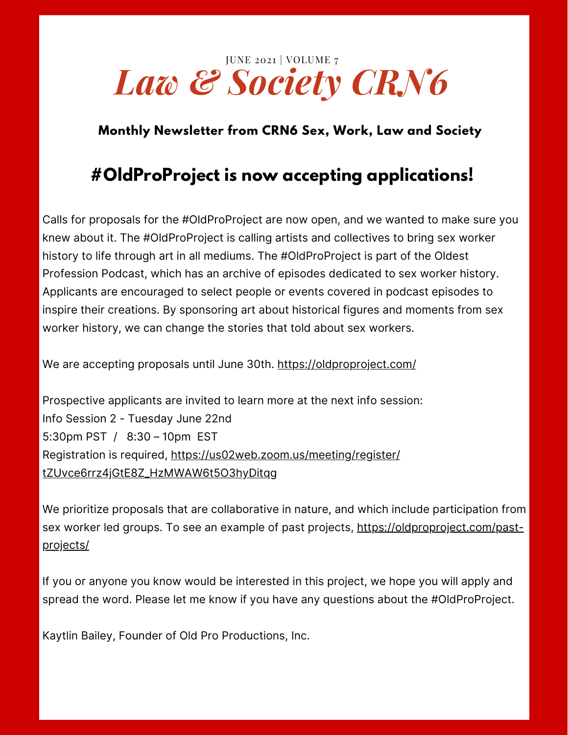JUNE 2021 | VOLUME 7

# *Law & Society CRN6*

**Monthly Newsletter from CRN6 Sex, Work, Law and Society**

## #OldProProject is now accepting applications!

Calls for proposals for the #OldProProject are now open, and we wanted to make sure you knew about it. The #OldProProject is calling artists and collectives to bring sex worker history to life through art in all mediums. The #OldProProject is part of the Oldest Profession Podcast, which has an archive of episodes dedicated to sex worker history. Applicants are encouraged to select people or events covered in podcast episodes to inspire their creations. By sponsoring art about historical figures and moments from sex worker history, we can change the stories that told about sex workers.

We are accepting proposals until June 30th. https://oldproproject.com/

Prospective applicants are invited to learn more at the next info session:
Info Session 2 - Tuesday June 22nd
5:30pm PST / 8:30 – 10pm EST
Registration is required, https://us02web.zoom.us/meeting/register/tZUvce6rrz4jGtE8Z_HzMWAW6t5O3hyDitqg

We prioritize proposals that are collaborative in nature, and which include participation from sex worker led groups. To see an example of past projects, https://oldproproject.com/past-projects/

If you or anyone you know would be interested in this project, we hope you will apply and spread the word. Please let me know if you have any questions about the #OldProProject.

Kaytlin Bailey, Founder of Old Pro Productions, Inc.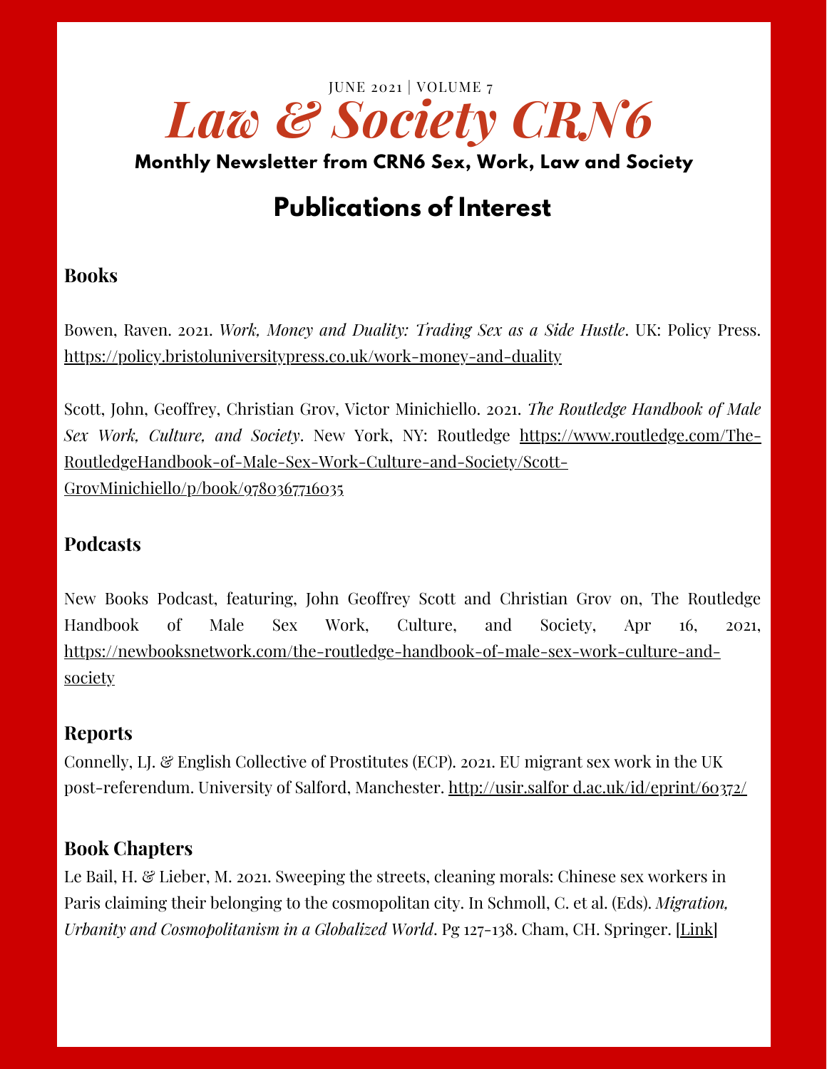JUNE 2021 | VOLUME 7

# *Law & Society CRN6*

**Monthly Newsletter from CRN6 Sex, Work, Law and Society**

## Publications of Interest

### Books

Bowen, Raven. 2021. *Work, Money and Duality: Trading Sex as a Side Hustle*. UK: Policy Press. https://policy.bristoluniversitypress.co.uk/work-money-and-duality

Scott, John, Geoffrey, Christian Grov, Victor Minichiello. 2021. *The Routledge Handbook of Male Sex Work, Culture, and Society*. New York, NY: Routledge https://www.routledge.com/The-RoutledgeHandbook-of-Male-Sex-Work-Culture-and-Society/Scott-GrovMinichiello/p/book/9780367716035

### Podcasts

New Books Podcast, featuring, John Geoffrey Scott and Christian Grov on, The Routledge Handbook of Male Sex Work, Culture, and Society, Apr 16, 2021, https://newbooksnetwork.com/the-routledge-handbook-of-male-sex-work-culture-and-society

### Reports

Connelly, LJ. & English Collective of Prostitutes (ECP). 2021. EU migrant sex work in the UK post-referendum. University of Salford, Manchester. http://usir.salfor d.ac.uk/id/eprint/60372/

### Book Chapters

Le Bail, H. & Lieber, M. 2021. Sweeping the streets, cleaning morals: Chinese sex workers in Paris claiming their belonging to the cosmopolitan city. In Schmoll, C. et al. (Eds). *Migration, Urbanity and Cosmopolitanism in a Globalized World*. Pg 127-138. Cham, CH. Springer. [Link]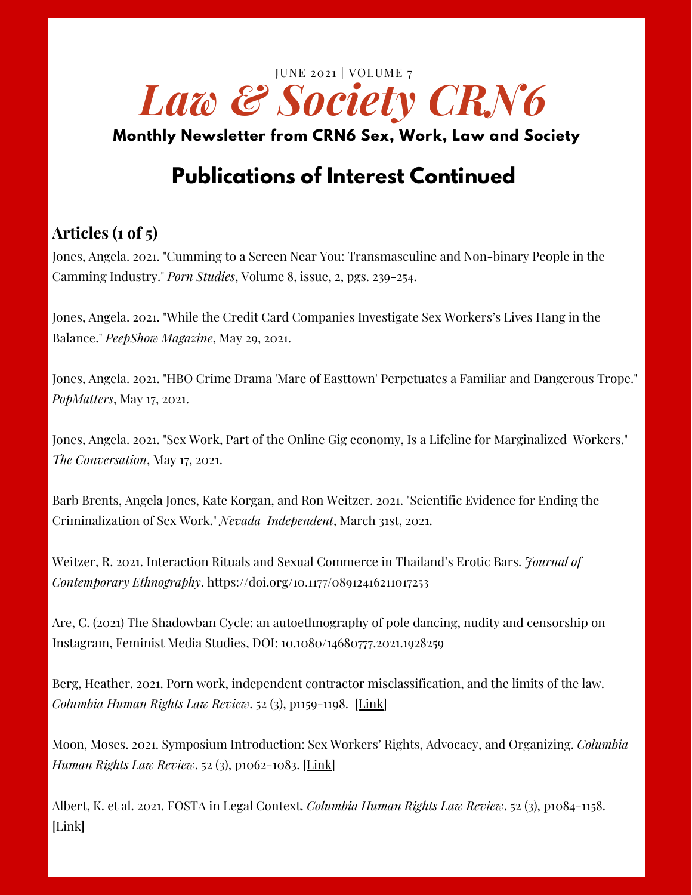JUNE 2021 | VOLUME 7

# *Law & Society CRN6*

**Monthly Newsletter from CRN6 Sex, Work, Law and Society**

## Publications of Interest Continued

### Articles (1 of 5)

Jones, Angela. 2021. "Cumming to a Screen Near You: Transmasculine and Non-binary People in the Camming Industry." *Porn Studies*, Volume 8, issue, 2, pgs. 239-254.

Jones, Angela. 2021. "While the Credit Card Companies Investigate Sex Workers's Lives Hang in the Balance." *PeepShow Magazine*, May 29, 2021.

Jones, Angela. 2021. "HBO Crime Drama 'Mare of Easttown' Perpetuates a Familiar and Dangerous Trope." *PopMatters*, May 17, 2021.

Jones, Angela. 2021. "Sex Work, Part of the Online Gig economy, Is a Lifeline for Marginalized Workers." *The Conversation*, May 17, 2021.

Barb Brents, Angela Jones, Kate Korgan, and Ron Weitzer. 2021. "Scientific Evidence for Ending the Criminalization of Sex Work." *Nevada Independent*, March 31st, 2021.

Weitzer, R. 2021. Interaction Rituals and Sexual Commerce in Thailand's Erotic Bars. *Journal of Contemporary Ethnography*. https://doi.org/10.1177/08912416211017253

Are, C. (2021) The Shadowban Cycle: an autoethnography of pole dancing, nudity and censorship on Instagram, Feminist Media Studies, DOI: 10.1080/14680777.2021.1928259

Berg, Heather. 2021. Porn work, independent contractor misclassification, and the limits of the law. *Columbia Human Rights Law Review*. 52 (3), p1159-1198. [Link]

Moon, Moses. 2021. Symposium Introduction: Sex Workers' Rights, Advocacy, and Organizing. *Columbia Human Rights Law Review*. 52 (3), p1062-1083. [Link]

Albert, K. et al. 2021. FOSTA in Legal Context. *Columbia Human Rights Law Review*. 52 (3), p1084-1158. [Link]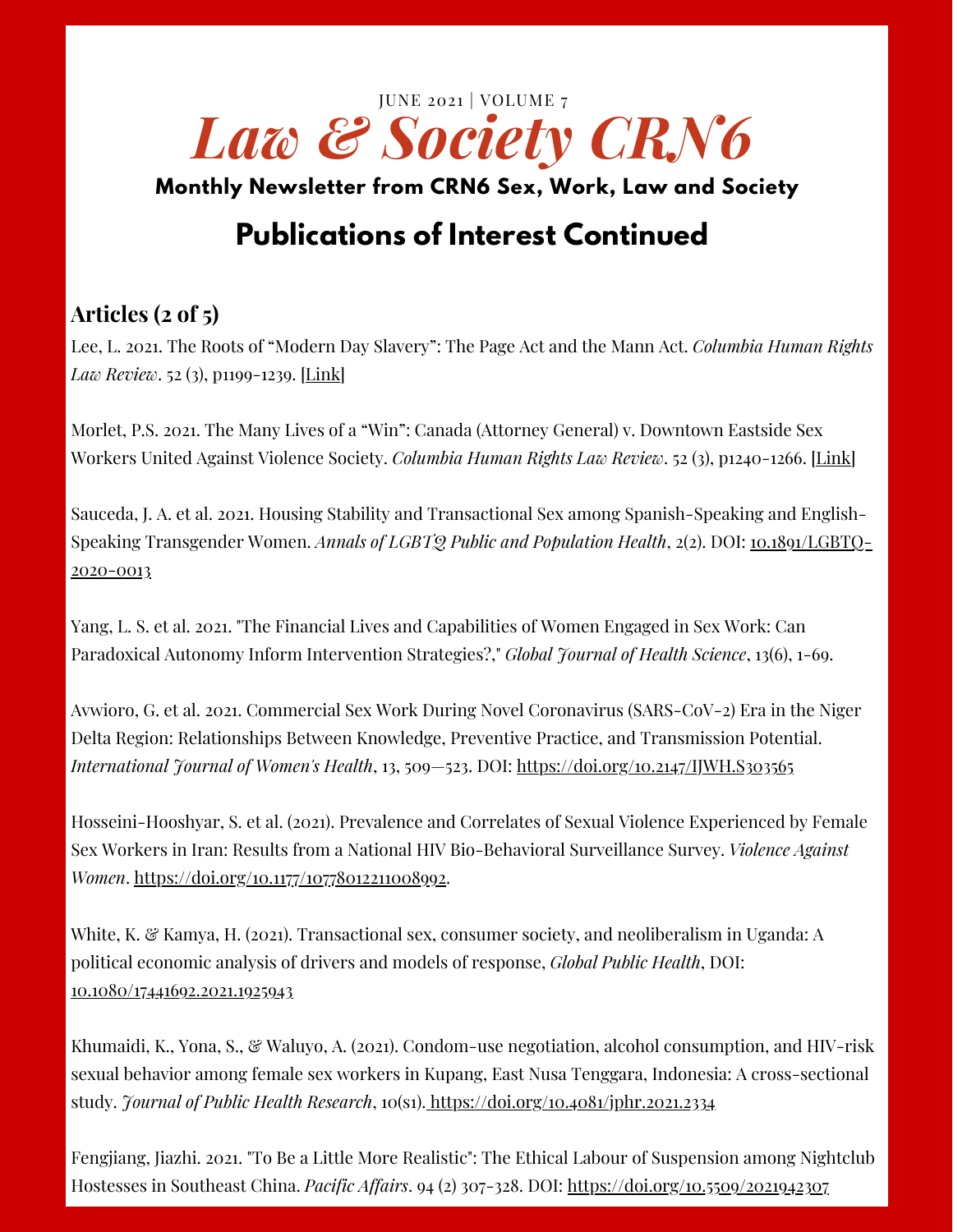JUNE 2021 | VOLUME 7

# *Law & Society CRN6*

**Monthly Newsletter from CRN6 Sex, Work, Law and Society**

## Publications of Interest Continued

### Articles (2 of 5)

Lee, L. 2021. The Roots of "Modern Day Slavery": The Page Act and the Mann Act. *Columbia Human Rights Law Review*. 52 (3), p1199-1239. [Link]

Morlet, P.S. 2021. The Many Lives of a "Win": Canada (Attorney General) v. Downtown Eastside Sex Workers United Against Violence Society. *Columbia Human Rights Law Review*. 52 (3), p1240-1266. [Link]

Sauceda, J. A. et al. 2021. Housing Stability and Transactional Sex among Spanish-Speaking and English-Speaking Transgender Women. *Annals of LGBTQ Public and Population Health*, 2(2). DOI: 10.1891/LGBTQ-2020-0013

Yang, L. S. et al. 2021. "The Financial Lives and Capabilities of Women Engaged in Sex Work: Can Paradoxical Autonomy Inform Intervention Strategies?," *Global Journal of Health Science*, 13(6), 1-69.

Avwioro, G. et al. 2021. Commercial Sex Work During Novel Coronavirus (SARS-CoV-2) Era in the Niger Delta Region: Relationships Between Knowledge, Preventive Practice, and Transmission Potential. *International Journal of Women's Health*, 13, 509—523. DOI: https://doi.org/10.2147/IJWH.S303565

Hosseini-Hooshyar, S. et al. (2021). Prevalence and Correlates of Sexual Violence Experienced by Female Sex Workers in Iran: Results from a National HIV Bio-Behavioral Surveillance Survey. *Violence Against Women*. https://doi.org/10.1177/10778012211008992.

White, K. & Kamya, H. (2021). Transactional sex, consumer society, and neoliberalism in Uganda: A political economic analysis of drivers and models of response, *Global Public Health*, DOI: 10.1080/17441692.2021.1925943

Khumaidi, K., Yona, S., & Waluyo, A. (2021). Condom-use negotiation, alcohol consumption, and HIV-risk sexual behavior among female sex workers in Kupang, East Nusa Tenggara, Indonesia: A cross-sectional study. *Journal of Public Health Research*, 10(s1). https://doi.org/10.4081/jphr.2021.2334

Fengjiang, Jiazhi. 2021. "To Be a Little More Realistic": The Ethical Labour of Suspension among Nightclub Hostesses in Southeast China. *Pacific Affairs*. 94 (2) 307-328. DOI: https://doi.org/10.5509/2021942307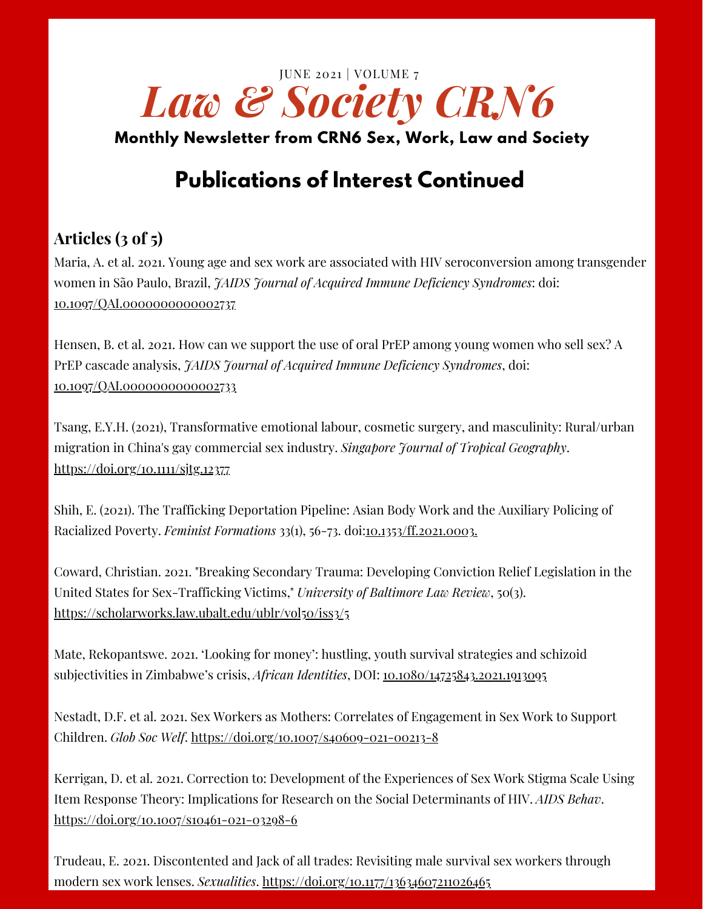JUNE 2021 | VOLUME 7

# Law & Society CRN6

**Monthly Newsletter from CRN6 Sex, Work, Law and Society**

## Publications of Interest Continued

### Articles (3 of 5)

Maria, A. et al. 2021. Young age and sex work are associated with HIV seroconversion among transgender women in São Paulo, Brazil, *JAIDS Journal of Acquired Immune Deficiency Syndromes*: doi: 10.1097/QAI.0000000000002737

Hensen, B. et al. 2021. How can we support the use of oral PrEP among young women who sell sex? A PrEP cascade analysis, *JAIDS Journal of Acquired Immune Deficiency Syndromes*, doi: 10.1097/QAI.0000000000002733

Tsang, E.Y.H. (2021), Transformative emotional labour, cosmetic surgery, and masculinity: Rural/urban migration in China's gay commercial sex industry. *Singapore Journal of Tropical Geography*. https://doi.org/10.1111/sjtg.12377

Shih, E. (2021). The Trafficking Deportation Pipeline: Asian Body Work and the Auxiliary Policing of Racialized Poverty. *Feminist Formations* 33(1), 56-73. doi:10.1353/ff.2021.0003.

Coward, Christian. 2021. "Breaking Secondary Trauma: Developing Conviction Relief Legislation in the United States for Sex-Trafficking Victims," *University of Baltimore Law Review*, 50(3). https://scholarworks.law.ubalt.edu/ublr/vol50/iss3/5

Mate, Rekopantswe. 2021. 'Looking for money': hustling, youth survival strategies and schizoid subjectivities in Zimbabwe's crisis, *African Identities*, DOI: 10.1080/14725843.2021.1913095

Nestadt, D.F. et al. 2021. Sex Workers as Mothers: Correlates of Engagement in Sex Work to Support Children. *Glob Soc Welf*. https://doi.org/10.1007/s40609-021-00213-8

Kerrigan, D. et al. 2021. Correction to: Development of the Experiences of Sex Work Stigma Scale Using Item Response Theory: Implications for Research on the Social Determinants of HIV. *AIDS Behav*. https://doi.org/10.1007/s10461-021-03298-6

Trudeau, E. 2021. Discontented and Jack of all trades: Revisiting male survival sex workers through modern sex work lenses. *Sexualities*. https://doi.org/10.1177/13634607211026465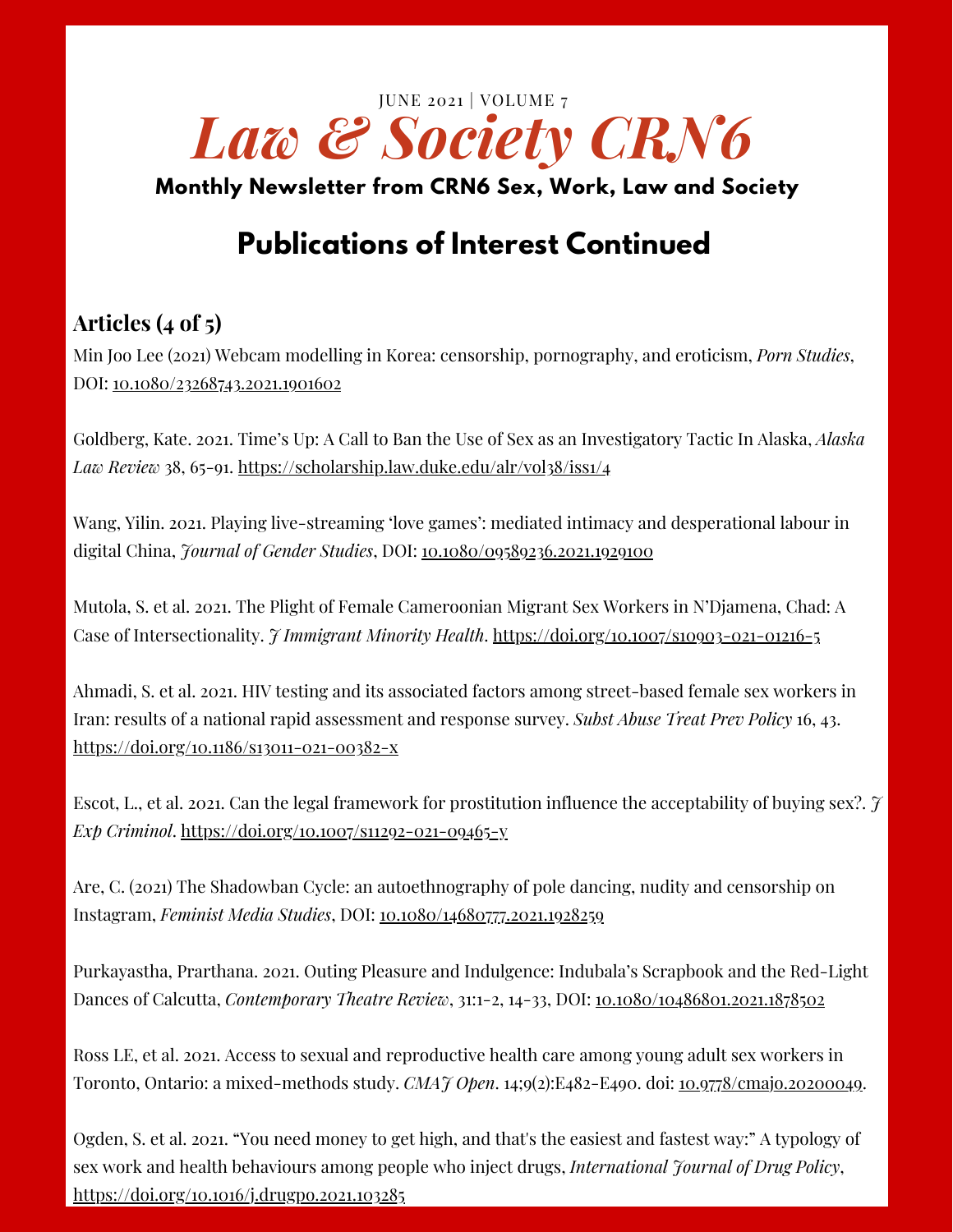JUNE 2021 | VOLUME 7

# *Law & Society CRN6*

**Monthly Newsletter from CRN6 Sex, Work, Law and Society**

## Publications of Interest Continued

### Articles (4 of 5)

Min Joo Lee (2021) Webcam modelling in Korea: censorship, pornography, and eroticism, *Porn Studies*, DOI: 10.1080/23268743.2021.1901602

Goldberg, Kate. 2021. Time's Up: A Call to Ban the Use of Sex as an Investigatory Tactic In Alaska, *Alaska Law Review* 38, 65-91. https://scholarship.law.duke.edu/alr/vol38/iss1/4

Wang, Yilin. 2021. Playing live-streaming 'love games': mediated intimacy and desperational labour in digital China, *Journal of Gender Studies*, DOI: 10.1080/09589236.2021.1929100

Mutola, S. et al. 2021. The Plight of Female Cameroonian Migrant Sex Workers in N'Djamena, Chad: A Case of Intersectionality. *J Immigrant Minority Health*. https://doi.org/10.1007/s10903-021-01216-5

Ahmadi, S. et al. 2021. HIV testing and its associated factors among street-based female sex workers in Iran: results of a national rapid assessment and response survey. *Subst Abuse Treat Prev Policy* 16, 43. https://doi.org/10.1186/s13011-021-00382-x

Escot, L., et al. 2021. Can the legal framework for prostitution influence the acceptability of buying sex?. *J Exp Criminol*. https://doi.org/10.1007/s11292-021-09465-y

Are, C. (2021) The Shadowban Cycle: an autoethnography of pole dancing, nudity and censorship on Instagram, *Feminist Media Studies*, DOI: 10.1080/14680777.2021.1928259

Purkayastha, Prarthana. 2021. Outing Pleasure and Indulgence: Indubala's Scrapbook and the Red-Light Dances of Calcutta, *Contemporary Theatre Review*, 31:1-2, 14-33, DOI: 10.1080/10486801.2021.1878502

Ross LE, et al. 2021. Access to sexual and reproductive health care among young adult sex workers in Toronto, Ontario: a mixed-methods study. *CMAJ Open*. 14;9(2):E482-E490. doi: 10.9778/cmajo.20200049.

Ogden, S. et al. 2021. "You need money to get high, and that's the easiest and fastest way:" A typology of sex work and health behaviours among people who inject drugs, *International Journal of Drug Policy*, https://doi.org/10.1016/j.drugpo.2021.103285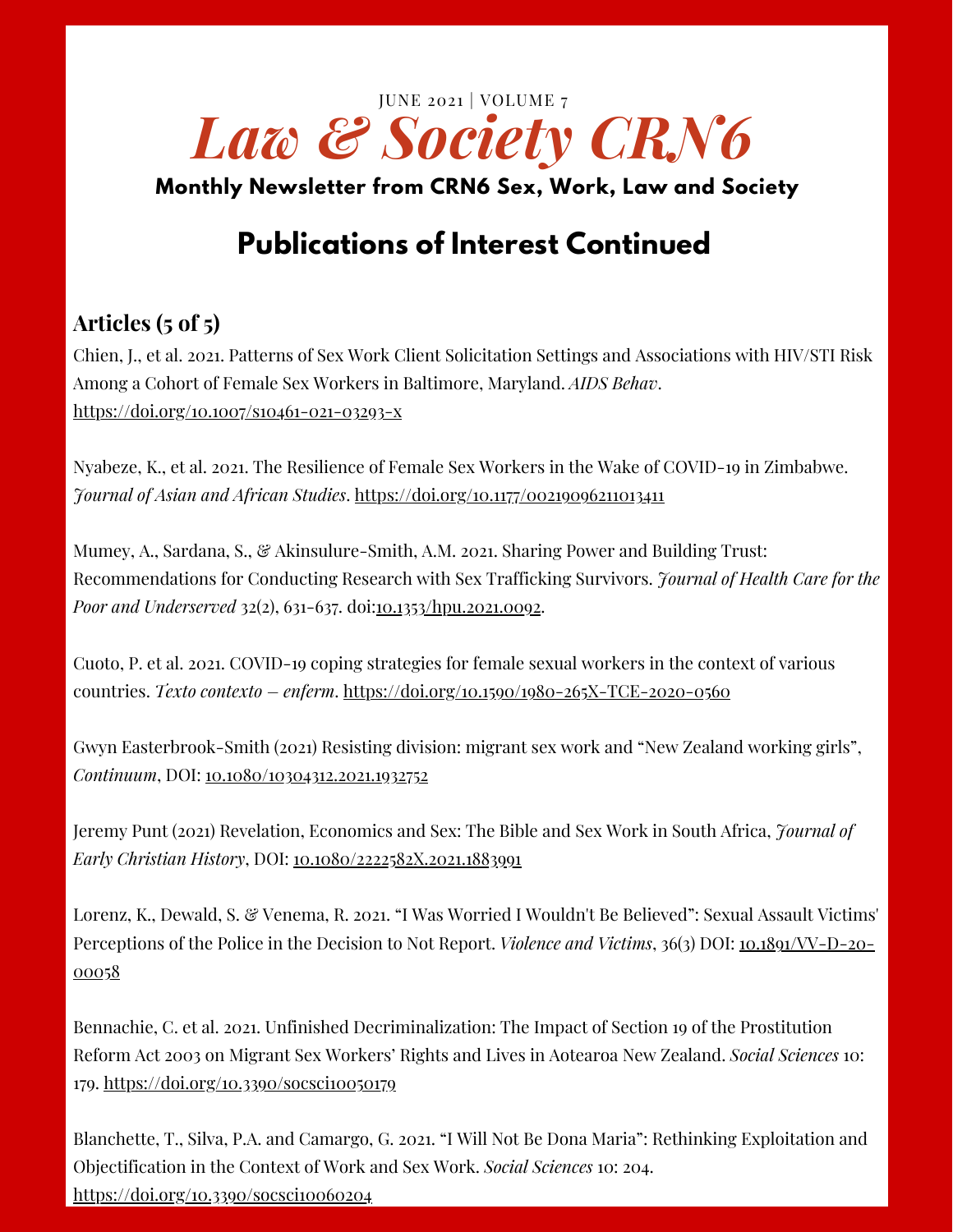JUNE 2021 | VOLUME 7

# *Law & Society CRN6*

**Monthly Newsletter from CRN6 Sex, Work, Law and Society**

## Publications of Interest Continued

### Articles (5 of 5)

Chien, J., et al. 2021. Patterns of Sex Work Client Solicitation Settings and Associations with HIV/STI Risk Among a Cohort of Female Sex Workers in Baltimore, Maryland. *AIDS Behav*. https://doi.org/10.1007/s10461-021-03293-x

Nyabeze, K., et al. 2021. The Resilience of Female Sex Workers in the Wake of COVID-19 in Zimbabwe. *Journal of Asian and African Studies*. https://doi.org/10.1177/00219096211013411

Mumey, A., Sardana, S., & Akinsulure-Smith, A.M. 2021. Sharing Power and Building Trust: Recommendations for Conducting Research with Sex Trafficking Survivors. *Journal of Health Care for the Poor and Underserved* 32(2), 631-637. doi:10.1353/hpu.2021.0092.

Cuoto, P. et al. 2021. COVID-19 coping strategies for female sexual workers in the context of various countries. *Texto contexto – enferm*. https://doi.org/10.1590/1980-265X-TCE-2020-0560

Gwyn Easterbrook-Smith (2021) Resisting division: migrant sex work and "New Zealand working girls", *Continuum*, DOI: 10.1080/10304312.2021.1932752

Jeremy Punt (2021) Revelation, Economics and Sex: The Bible and Sex Work in South Africa, *Journal of Early Christian History*, DOI: 10.1080/2222582X.2021.1883991

Lorenz, K., Dewald, S. & Venema, R. 2021. "I Was Worried I Wouldn't Be Believed": Sexual Assault Victims' Perceptions of the Police in the Decision to Not Report. *Violence and Victims*, 36(3) DOI: 10.1891/VV-D-20-00058

Bennachie, C. et al. 2021. Unfinished Decriminalization: The Impact of Section 19 of the Prostitution Reform Act 2003 on Migrant Sex Workers' Rights and Lives in Aotearoa New Zealand. *Social Sciences* 10: 179. https://doi.org/10.3390/socsci10050179

Blanchette, T., Silva, P.A. and Camargo, G. 2021. "I Will Not Be Dona Maria": Rethinking Exploitation and Objectification in the Context of Work and Sex Work. *Social Sciences* 10: 204. https://doi.org/10.3390/socsci10060204